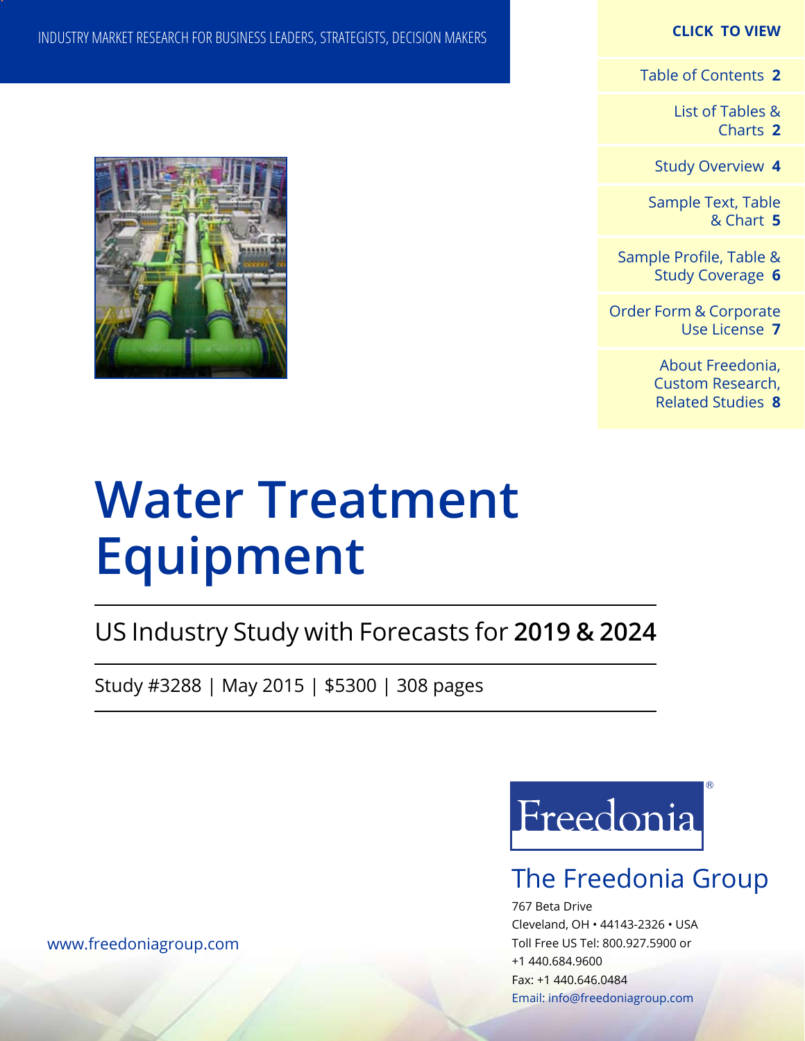INDUSTRY MARKET RESEARCH FOR BUSINESS LEADERS, STRATEGISTS, DECISION MAKERS

**CLICK TO VIEW**

- Table of Contents **2**
- List of Tables & Charts **2**
- Study Overview **4**
- Sample Text, Table & Chart **5**
- Sample Profile, Table & Study Coverage **6**
- Order Form & Corporate Use License **7**
- About Freedonia, Custom Research, Related Studies **8**

# Water Treatment Equipment

## US Industry Study with Forecasts for **2019 & 2024**

Study #3288 | May 2015 | $5300 | 308 pages

Freedonia®

The Freedonia Group

767 Beta Drive
Cleveland, OH • 44143-2326 • USA
Toll Free US Tel: 800.927.5900 or
+1 440.684.9600
Fax: +1 440.646.0484
Email: info@freedoniagroup.com

www.freedoniagroup.com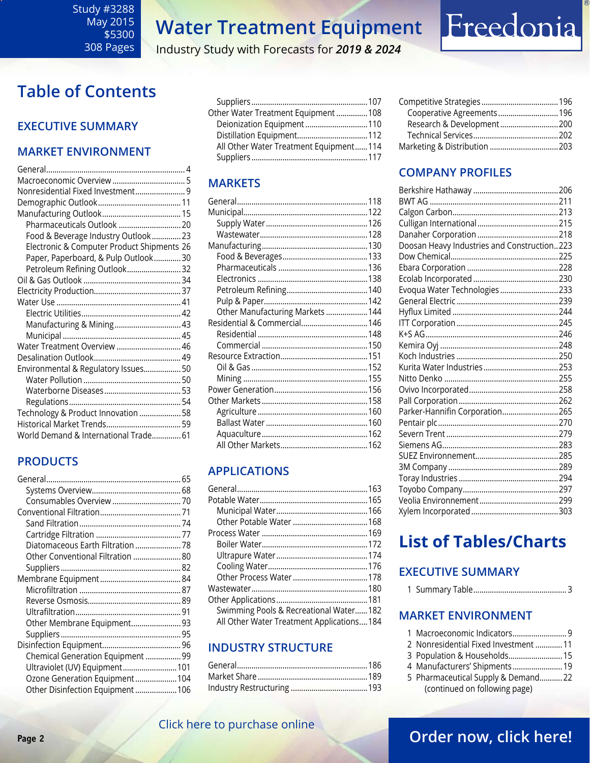Study #3288
May 2015
$5300
308 Pages

# Water Treatment Equipment

Industry Study with Forecasts for ***2019 & 2024***

## Table of Contents

### EXECUTIVE SUMMARY

### MARKET ENVIRONMENT

- General ..... 4
- Macroeconomic Overview ..... 5
- Nonresidential Fixed Investment ..... 9
- Demographic Outlook ..... 11
- Manufacturing Outlook ..... 15
  - Pharmaceuticals Outlook ..... 20
  - Food & Beverage Industry Outlook ..... 23
  - Electronic & Computer Product Shipments ..... 26
  - Paper, Paperboard, & Pulp Outlook ..... 30
  - Petroleum Refining Outlook ..... 32
- Oil & Gas Outlook ..... 34
- Electricity Production ..... 37
- Water Use ..... 41
  - Electric Utilities ..... 42
  - Manufacturing & Mining ..... 43
  - Municipal ..... 45
- Water Treatment Overview ..... 46
- Desalination Outlook ..... 49
- Environmental & Regulatory Issues ..... 50
  - Water Pollution ..... 50
  - Waterborne Diseases ..... 53
  - Regulations ..... 54
- Technology & Product Innovation ..... 58
- Historical Market Trends ..... 59
- World Demand & International Trade ..... 61

### PRODUCTS

- General ..... 65
  - Systems Overview ..... 68
  - Consumables Overview ..... 70
- Conventional Filtration ..... 71
  - Sand Filtration ..... 74
  - Cartridge Filtration ..... 77
  - Diatomaceous Earth Filtration ..... 78
  - Other Conventional Filtration ..... 80
  - Suppliers ..... 82
- Membrane Equipment ..... 84
  - Microfiltration ..... 87
  - Reverse Osmosis ..... 89
  - Ultrafiltration ..... 91
  - Other Membrane Equipment ..... 93
  - Suppliers ..... 95
- Disinfection Equipment ..... 96
  - Chemical Generation Equipment ..... 99
  - Ultraviolet (UV) Equipment ..... 101
  - Ozone Generation Equipment ..... 104
  - Other Disinfection Equipment ..... 106
  - Suppliers ..... 107
- Other Water Treatment Equipment ..... 108
  - Deionization Equipment ..... 110
  - Distillation Equipment ..... 112
  - All Other Water Treatment Equipment ..... 114
  - Suppliers ..... 117

### MARKETS

- General ..... 118
- Municipal ..... 122
  - Supply Water ..... 126
  - Wastewater ..... 128
- Manufacturing ..... 130
  - Food & Beverages ..... 133
  - Pharmaceuticals ..... 136
  - Electronics ..... 138
  - Petroleum Refining ..... 140
  - Pulp & Paper ..... 142
  - Other Manufacturing Markets ..... 144
- Residential & Commercial ..... 146
  - Residential ..... 148
  - Commercial ..... 150
- Resource Extraction ..... 151
  - Oil & Gas ..... 152
  - Mining ..... 155
- Power Generation ..... 156
- Other Markets ..... 158
  - Agriculture ..... 160
  - Ballast Water ..... 160
  - Aquaculture ..... 162
  - All Other Markets ..... 162

### APPLICATIONS

- General ..... 163
- Potable Water ..... 165
  - Municipal Water ..... 166
  - Other Potable Water ..... 168
- Process Water ..... 169
  - Boiler Water ..... 172
  - Ultrapure Water ..... 174
  - Cooling Water ..... 176
  - Other Process Water ..... 178
- Wastewater ..... 180
- Other Applications ..... 181
  - Swimming Pools & Recreational Water ..... 182
  - All Other Water Treatment Applications ..... 184

### INDUSTRY STRUCTURE

- General ..... 186
- Market Share ..... 189
- Industry Restructuring ..... 193
- Competitive Strategies ..... 196
  - Cooperative Agreements ..... 196
  - Research & Development ..... 200
  - Technical Services ..... 202
- Marketing & Distribution ..... 203

### COMPANY PROFILES

- Berkshire Hathaway ..... 206
- BWT AG ..... 211
- Calgon Carbon ..... 213
- Culligan International ..... 215
- Danaher Corporation ..... 218
- Doosan Heavy Industries and Construction ..... 223
- Dow Chemical ..... 225
- Ebara Corporation ..... 228
- Ecolab Incorporated ..... 230
- Evoqua Water Technologies ..... 233
- General Electric ..... 239
- Hyflux Limited ..... 244
- ITT Corporation ..... 245
- K+S AG ..... 246
- Kemira Oyj ..... 248
- Koch Industries ..... 250
- Kurita Water Industries ..... 253
- Nitto Denko ..... 255
- Ovivo Incorporated ..... 258
- Pall Corporation ..... 262
- Parker-Hannifin Corporation ..... 265
- Pentair plc ..... 270
- Severn Trent ..... 279
- Siemens AG ..... 283
- SUEZ Environnement ..... 285
- 3M Company ..... 289
- Toray Industries ..... 294
- Toyobo Company ..... 297
- Veolia Environnement ..... 299
- Xylem Incorporated ..... 303

## List of Tables/Charts

### EXECUTIVE SUMMARY

1. Summary Table ..... 3

### MARKET ENVIRONMENT

1. Macroeconomic Indicators ..... 9
2. Nonresidential Fixed Investment ..... 11
3. Population & Households ..... 15
4. Manufacturers' Shipments ..... 19
5. Pharmaceutical Supply & Demand ..... 22

(continued on following page)

Click here to purchase online

**Order now, click here!**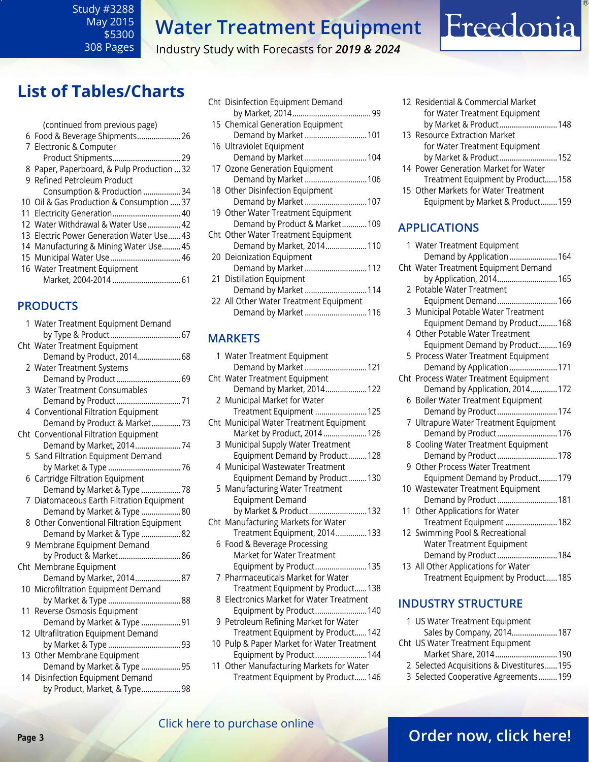# Water Treatment Equipment

Industry Study with Forecasts for *2019 & 2024*

Study #3288
May 2015
$5300
308 Pages

## List of Tables/Charts

(continued from previous page)

6 Food & Beverage Shipments..................... 26
7 Electronic & Computer Product Shipments.................................. 29
8 Paper, Paperboard, & Pulp Production ... 32
9 Refined Petroleum Product Consumption & Production .................. 34
10 Oil & Gas Production & Consumption ..... 37
11 Electricity Generation................................. 40
12 Water Withdrawal & Water Use................ 42
13 Electric Power Generation Water Use...... 43
14 Manufacturing & Mining Water Use......... 45
15 Municipal Water Use.................................. 46
16 Water Treatment Equipment Market, 2004-2014 ................................. 61

### PRODUCTS

1 Water Treatment Equipment Demand by Type & Product.................................. 67
Cht Water Treatment Equipment Demand by Product, 2014..................... 68
2 Water Treatment Systems Demand by Product............................... 69
3 Water Treatment Consumables Demand by Product............................... 71
4 Conventional Filtration Equipment Demand by Product & Market.............. 73
Cht Conventional Filtration Equipment Demand by Market, 2014...................... 74
5 Sand Filtration Equipment Demand by Market & Type ................................... 76
6 Cartridge Filtration Equipment Demand by Market & Type ................... 78
7 Diatomaceous Earth Filtration Equipment Demand by Market & Type ................... 80
8 Other Conventional Filtration Equipment Demand by Market & Type ................... 82
9 Membrane Equipment Demand by Product & Market.............................. 86
Cht Membrane Equipment Demand by Market, 2014...................... 87
10 Microfiltration Equipment Demand by Market & Type ................................... 88
11 Reverse Osmosis Equipment Demand by Market & Type ................... 91
12 Ultrafiltration Equipment Demand by Market & Type ................................... 93
13 Other Membrane Equipment Demand by Market & Type ................... 95
14 Disinfection Equipment Demand by Product, Market, & Type................... 98
Cht Disinfection Equipment Demand by Market, 2014...................................... 99
15 Chemical Generation Equipment Demand by Market .............................. 101
16 Ultraviolet Equipment Demand by Market .............................. 104
17 Ozone Generation Equipment Demand by Market .............................. 106
18 Other Disinfection Equipment Demand by Market .............................. 107
19 Other Water Treatment Equipment Demand by Product & Market............ 109
Cht Other Water Treatment Equipment Demand by Market, 2014.................... 110
20 Deionization Equipment Demand by Market .............................. 112
21 Distillation Equipment Demand by Market .............................. 114
22 All Other Water Treatment Equipment Demand by Market .............................. 116

### MARKETS

1 Water Treatment Equipment Demand by Market .............................. 121
Cht Water Treatment Equipment Demand by Market, 2014.................... 122
2 Municipal Market for Water Treatment Equipment ......................... 125
Cht Municipal Water Treatment Equipment Market by Product, 2014 ..................... 126
3 Municipal Supply Water Treatment Equipment Demand by Product......... 128
4 Municipal Wastewater Treatment Equipment Demand by Product......... 130
5 Manufacturing Water Treatment Equipment Demand by Market & Product............................ 132
Cht Manufacturing Markets for Water Treatment Equipment, 2014............... 133
6 Food & Beverage Processing Market for Water Treatment Equipment by Product......................... 135
7 Pharmaceuticals Market for Water Treatment Equipment by Product...... 138
8 Electronics Market for Water Treatment Equipment by Product......................... 140
9 Petroleum Refining Market for Water Treatment Equipment by Product...... 142
10 Pulp & Paper Market for Water Treatment Equipment by Product......................... 144
11 Other Manufacturing Markets for Water Treatment Equipment by Product...... 146
12 Residential & Commercial Market for Water Treatment Equipment by Market & Product............................ 148
13 Resource Extraction Market for Water Treatment Equipment by Market & Product............................ 152
14 Power Generation Market for Water Treatment Equipment by Product...... 158
15 Other Markets for Water Treatment Equipment by Market & Product........ 159

### APPLICATIONS

1 Water Treatment Equipment Demand by Application ....................... 164
Cht Water Treatment Equipment Demand by Application, 2014............................. 165
2 Potable Water Treatment Equipment Demand............................. 166
3 Municipal Potable Water Treatment Equipment Demand by Product......... 168
4 Other Potable Water Treatment Equipment Demand by Product......... 169
5 Process Water Treatment Equipment Demand by Application ....................... 171
Cht Process Water Treatment Equipment Demand by Application, 2014............. 172
6 Boiler Water Treatment Equipment Demand by Product............................. 174
7 Ultrapure Water Treatment Equipment Demand by Product............................. 176
8 Cooling Water Treatment Equipment Demand by Product............................. 178
9 Other Process Water Treatment Equipment Demand by Product......... 179
10 Wastewater Treatment Equipment Demand by Product............................. 181
11 Other Applications for Water Treatment Equipment ......................... 182
12 Swimming Pool & Recreational Water Treatment Equipment Demand by Product............................. 184
13 All Other Applications for Water Treatment Equipment by Product...... 185

### INDUSTRY STRUCTURE

1 US Water Treatment Equipment Sales by Company, 2014...................... 187
Cht US Water Treatment Equipment Market Share, 2014.............................. 190
2 Selected Acquisitions & Divestitures...... 195
3 Selected Cooperative Agreements......... 199

Click here to purchase online

Order now, click here!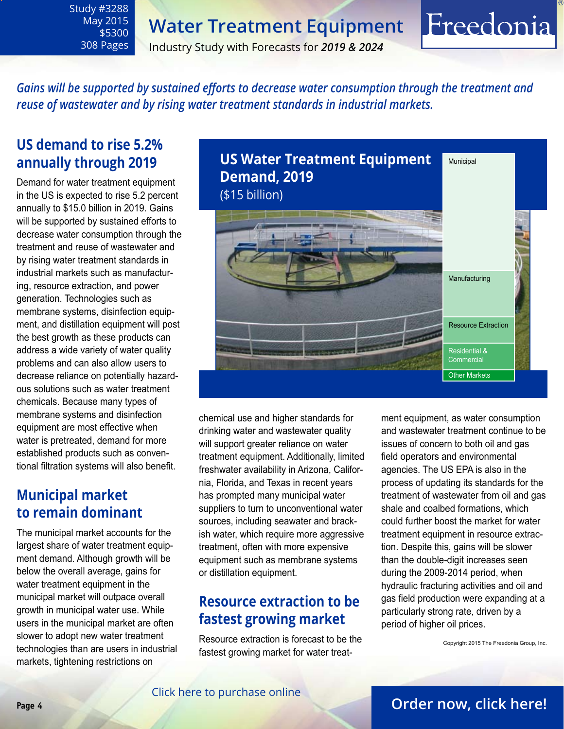*Gains will be supported by sustained efforts to decrease water consumption through the treatment and reuse of wastewater and by rising water treatment standards in industrial markets.*

## US demand to rise 5.2% annually through 2019

Demand for water treatment equipment in the US is expected to rise 5.2 percent annually to $15.0 billion in 2019. Gains will be supported by sustained efforts to decrease water consumption through the treatment and reuse of wastewater and by rising water treatment standards in industrial markets such as manufacturing, resource extraction, and power generation. Technologies such as membrane systems, disinfection equipment, and distillation equipment will post the best growth as these products can address a wide variety of water quality problems and can also allow users to decrease reliance on potentially hazardous solutions such as water treatment chemicals. Because many types of membrane systems and disinfection equipment are most effective when water is pretreated, demand for more established products such as conventional filtration systems will also benefit.

**US Water Treatment Equipment Demand, 2019**
($15 billion)

- Municipal
- Manufacturing
- Resource Extraction
- Residential & Commercial
- Other Markets

## Municipal market to remain dominant

The municipal market accounts for the largest share of water treatment equipment demand. Although growth will be below the overall average, gains for water treatment equipment in the municipal market will outpace overall growth in municipal water use. While users in the municipal market are often slower to adopt new water treatment technologies than are users in industrial markets, tightening restrictions on chemical use and higher standards for drinking water and wastewater quality will support greater reliance on water treatment equipment. Additionally, limited freshwater availability in Arizona, California, Florida, and Texas in recent years has prompted many municipal water suppliers to turn to unconventional water sources, including seawater and brackish water, which require more aggressive treatment, often with more expensive equipment such as membrane systems or distillation equipment.

## Resource extraction to be fastest growing market

Resource extraction is forecast to be the fastest growing market for water treatment equipment, as water consumption and wastewater treatment continue to be issues of concern to both oil and gas field operators and environmental agencies. The US EPA is also in the process of updating its standards for the treatment of wastewater from oil and gas shale and coalbed formations, which could further boost the market for water treatment equipment in resource extraction. Despite this, gains will be slower than the double-digit increases seen during the 2009-2014 period, when hydraulic fracturing activities and oil and gas field production were expanding at a particularly strong rate, driven by a period of higher oil prices.

Copyright 2015 The Freedonia Group, Inc.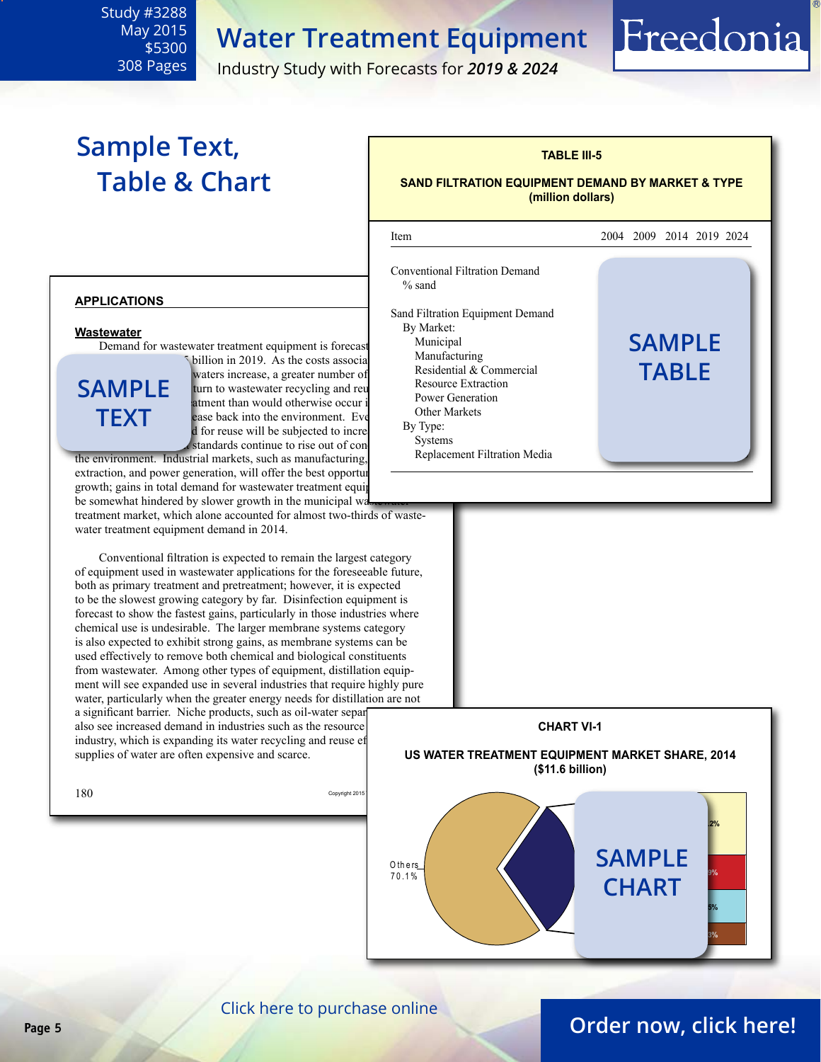# Water Treatment Equipment

Industry Study with Forecasts for *2019 & 2024*

Study #3288
May 2015
$5300
308 Pages

## Sample Text, Table & Chart

**TABLE III-5**

**SAND FILTRATION EQUIPMENT DEMAND BY MARKET & TYPE (million dollars)**

| Item | 2004 | 2009 | 2014 | 2019 | 2024 |
|---|---|---|---|---|---|
| Conventional Filtration Demand | | | | | |
| % sand | | | | | |
| Sand Filtration Equipment Demand | | | | | |
| By Market: | | | | | |
| Municipal | | | | | |
| Manufacturing | | | | | |
| Residential & Commercial | | | | | |
| Resource Extraction | | | | | |
| Power Generation | | | | | |
| Other Markets | | | | | |
| By Type: | | | | | |
| Systems | | | | | |
| Replacement Filtration Media | | | | | |

SAMPLE TABLE

**APPLICATIONS**

**Wastewater**

SAMPLE TEXT

Demand for wastewater treatment equipment is forecast ... billion in 2019. As the costs associa... waters increase, a greater number of ... turn to wastewater recycling and reu... atment than would otherwise occur i... ease back into the environment. Eve... d for reuse will be subjected to incre... standards continue to rise out of con... the environment. Industrial markets, such as manufacturing, ... extraction, and power generation, will offer the best opportu... growth; gains in total demand for wastewater treatment equi... be somewhat hindered by slower growth in the municipal wastewater treatment market, which alone accounted for almost two-thirds of wastewater treatment equipment demand in 2014.

Conventional filtration is expected to remain the largest category of equipment used in wastewater applications for the foreseeable future, both as primary treatment and pretreatment; however, it is expected to be the slowest growing category by far. Disinfection equipment is forecast to show the fastest gains, particularly in those industries where chemical use is undesirable. The larger membrane systems category is also expected to exhibit strong gains, as membrane systems can be used effectively to remove both chemical and biological constituents from wastewater. Among other types of equipment, distillation equipment will see expanded use in several industries that require highly pure water, particularly when the greater energy needs for distillation are not a significant barrier. Niche products, such as oil-water separ... also see increased demand in industries such as the resource ... industry, which is expanding its water recycling and reuse ef... supplies of water are often expensive and scarce.

180 Copyright 2015

**CHART VI-1**

**US WATER TREATMENT EQUIPMENT MARKET SHARE, 2014 ($11.6 billion)**

Others 70.1%

SAMPLE CHART

Click here to purchase online

Order now, click here!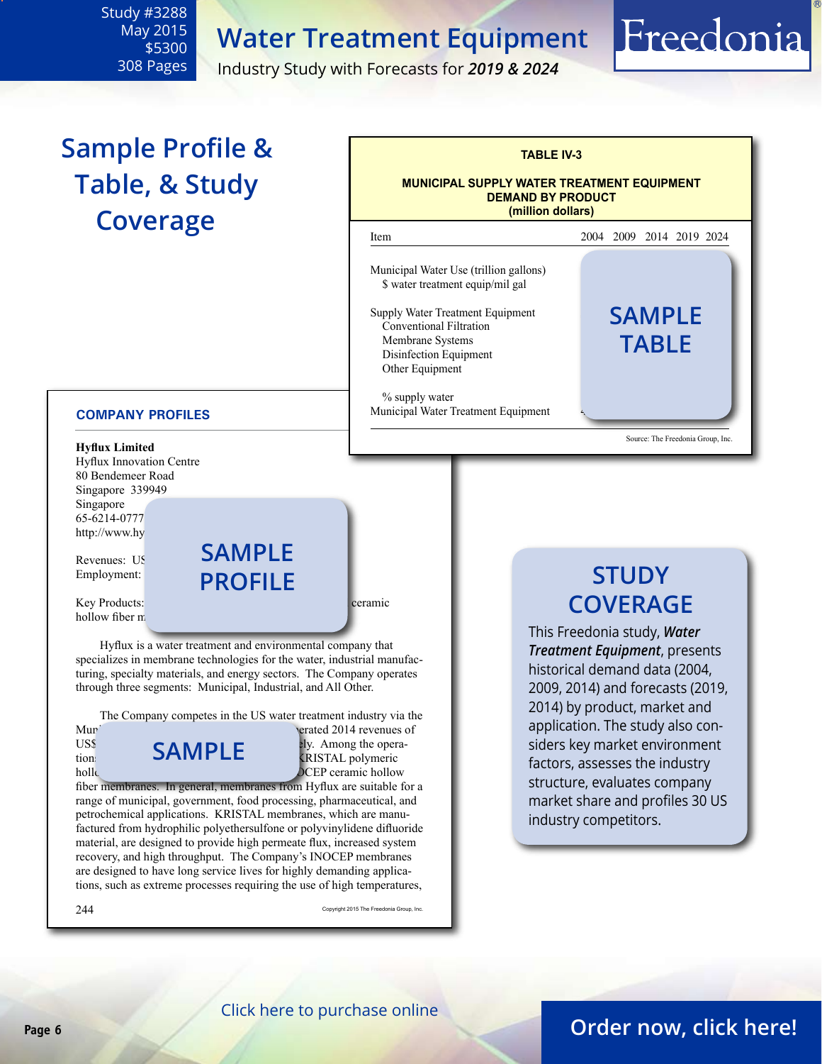Study #3288
May 2015
$5300
308 Pages

# Water Treatment Equipment

Industry Study with Forecasts for ***2019 & 2024***

Freedonia

## Sample Profile & Table, & Study Coverage

**TABLE IV-3**

**MUNICIPAL SUPPLY WATER TREATMENT EQUIPMENT DEMAND BY PRODUCT (million dollars)**

| Item | 2004 | 2009 | 2014 | 2019 | 2024 |
|---|---|---|---|---|---|
| Municipal Water Use (trillion gallons) | | | | | |
| $ water treatment equip/mil gal | | | | | |
| | | | | | |
| Supply Water Treatment Equipment | | | | | |
| Conventional Filtration | | | | | |
| Membrane Systems | | | | | |
| Disinfection Equipment | | | | | |
| Other Equipment | | | | | |
| | | | | | |
| % supply water | | | | | |
| Municipal Water Treatment Equipment | | | | | |

SAMPLE TABLE

Source: The Freedonia Group, Inc.

**COMPANY PROFILES**

**Hyflux Limited**
Hyflux Innovation Centre
80 Bendemeer Road
Singapore 339949
Singapore
65-6214-0777
http://www.hy

Revenues: US
Employment:

Key Products: ceramic hollow fiber m

SAMPLE PROFILE

Hyflux is a water treatment and environmental company that specializes in membrane technologies for the water, industrial manufacturing, specialty materials, and energy sectors. The Company operates through three segments: Municipal, Industrial, and All Other.

The Company competes in the US water treatment industry via the Mun erated 2014 revenues of US$ ly. Among the opera- tion KRISTAL polymeric holl OCEP ceramic hollow fiber membranes. In general, membranes from Hyflux are suitable for a range of municipal, government, food processing, pharmaceutical, and petrochemical applications. KRISTAL membranes, which are manufactured from hydrophilic polyethersulfone or polyvinylidene difluoride material, are designed to provide high permeate flux, increased system recovery, and high throughput. The Company's INOCEP membranes are designed to have long service lives for highly demanding applications, such as extreme processes requiring the use of high temperatures,

SAMPLE

244 Copyright 2015 The Freedonia Group, Inc.

## STUDY COVERAGE

This Freedonia study, ***Water Treatment Equipment***, presents historical demand data (2004, 2009, 2014) and forecasts (2019, 2014) by product, market and application. The study also considers key market environment factors, assesses the industry structure, evaluates company market share and profiles 30 US industry competitors.

Click here to purchase online

Order now, click here!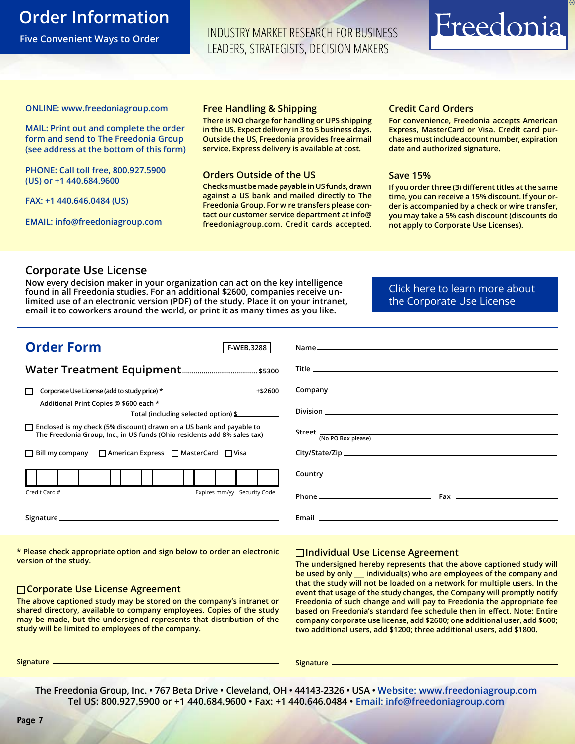# Order Information

Five Convenient Ways to Order

INDUSTRY MARKET RESEARCH FOR BUSINESS LEADERS, STRATEGISTS, DECISION MAKERS

Freedonia®

ONLINE: www.freedoniagroup.com

MAIL: Print out and complete the order form and send to The Freedonia Group (see address at the bottom of this form)

PHONE: Call toll free, 800.927.5900 (US) or +1 440.684.9600

FAX: +1 440.646.0484 (US)

EMAIL: info@freedoniagroup.com

### Free Handling & Shipping

There is NO charge for handling or UPS shipping in the US. Expect delivery in 3 to 5 business days. Outside the US, Freedonia provides free airmail service. Express delivery is available at cost.

### Orders Outside of the US

Checks must be made payable in US funds, drawn against a US bank and mailed directly to The Freedonia Group. For wire transfers please contact our customer service department at info@freedoniagroup.com. Credit cards accepted.

### Credit Card Orders

For convenience, Freedonia accepts American Express, MasterCard or Visa. Credit card purchases must include account number, expiration date and authorized signature.

### Save 15%

If you order three (3) different titles at the same time, you can receive a 15% discount. If your order is accompanied by a check or wire transfer, you may take a 5% cash discount (discounts do not apply to Corporate Use Licenses).

## Corporate Use License

Now every decision maker in your organization can act on the key intelligence found in all Freedonia studies. For an additional $2600, companies receive unlimited use of an electronic version (PDF) of the study. Place it on your intranet, email it to coworkers around the world, or print it as many times as you like.

Click here to learn more about the Corporate Use License

## Order Form

F-WEB.3288

**Water Treatment Equipment** ...................................... $5300

☐ Corporate Use License (add to study price) * +$2600

___ Additional Print Copies @ $600 each *

Total (including selected option) $________

☐ Enclosed is my check (5% discount) drawn on a US bank and payable to The Freedonia Group, Inc., in US funds (Ohio residents add 8% sales tax)

☐ Bill my company ☐ American Express ☐ MasterCard ☐ Visa

Credit Card # Expires mm/yy Security Code

Signature ________________

Name ________________

Title ________________

Company ________________

Division ________________

Street ________________ (No PO Box please)

City/State/Zip ________________

Country ________________

Phone ________________ Fax ________________

Email ________________

\* Please check appropriate option and sign below to order an electronic version of the study.

### ☐ Corporate Use License Agreement

The above captioned study may be stored on the company's intranet or shared directory, available to company employees. Copies of the study may be made, but the undersigned represents that distribution of the study will be limited to employees of the company.

Signature ________________

### ☐ Individual Use License Agreement

The undersigned hereby represents that the above captioned study will be used by only ___ individual(s) who are employees of the company and that the study will not be loaded on a network for multiple users. In the event that usage of the study changes, the Company will promptly notify Freedonia of such change and will pay to Freedonia the appropriate fee based on Freedonia's standard fee schedule then in effect. Note: Entire company corporate use license, add $2600; one additional user, add $600; two additional users, add $1200; three additional users, add $1800.

Signature ________________

The Freedonia Group, Inc. • 767 Beta Drive • Cleveland, OH • 44143-2326 • USA • Website: www.freedoniagroup.com
Tel US: 800.927.5900 or +1 440.684.9600 • Fax: +1 440.646.0484 • Email: info@freedoniagroup.com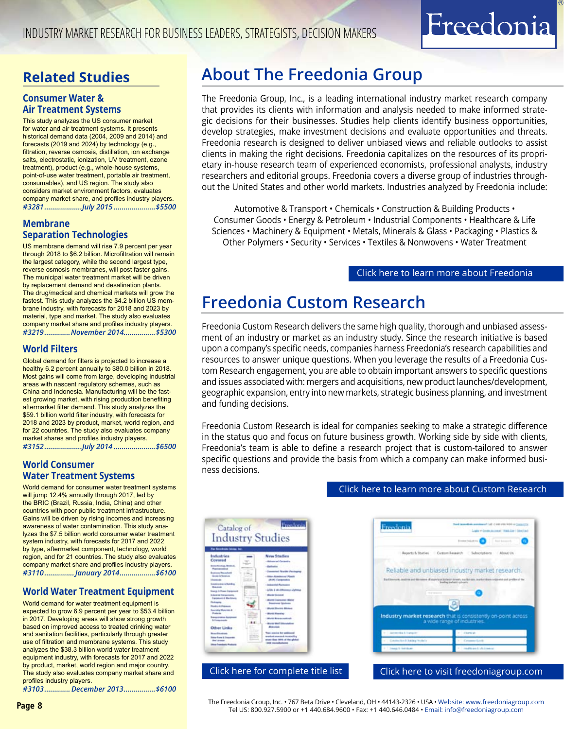INDUSTRY MARKET RESEARCH FOR BUSINESS LEADERS, STRATEGISTS, DECISION MAKERS

## Related Studies

### Consumer Water & Air Treatment Systems

This study analyzes the US consumer market for water and air treatment systems. It presents historical demand data (2004, 2009 and 2014) and forecasts (2019 and 2024) by technology (e.g., filtration, reverse osmosis, distillation, ion exchange salts, electrostatic, ionization, UV treatment, ozone treatment), product (e.g., whole-house systems, point-of-use water treatment, portable air treatment, consumables), and US region. The study also considers market environment factors, evaluates company market share, and profiles industry players.

*#3281..................July 2015.....................$5500*

### Membrane Separation Technologies

US membrane demand will rise 7.9 percent per year through 2018 to $6.2 billion. Microfiltration will remain the largest category, while the second largest type, reverse osmosis membranes, will post faster gains. The municipal water treatment market will be driven by replacement demand and desalination plants. The drug/medical and chemical markets will grow the fastest. This study analyzes the $4.2 billion US membrane industry, with forecasts for 2018 and 2023 by material, type and market. The study also evaluates company market share and profiles industry players.

*#3219............November 2014...............$5300*

### World Filters

Global demand for filters is projected to increase a healthy 6.2 percent annually to $80.0 billion in 2018. Most gains will come from large, developing industrial areas with nascent regulatory schemes, such as China and Indonesia. Manufacturing will be the fastest growing market, with rising production benefiting aftermarket filter demand. This study analyzes the $59.1 billion world filter industry, with forecasts for 2018 and 2023 by product, market, world region, and for 22 countries. The study also evaluates company market shares and profiles industry players.

*#3152..................July 2014.....................$6500*

### World Consumer Water Treatment Systems

World demand for consumer water treatment systems will jump 12.4% annually through 2017, led by the BRIC (Brazil, Russia, India, China) and other countries with poor public treatment infrastructure. Gains will be driven by rising incomes and increasing awareness of water contamination. This study analyzes the $7.5 billion world consumer water treatment system industry, with forecasts for 2017 and 2022 by type, aftermarket component, technology, world region, and for 21 countries. The study also evaluates company market share and profiles industry players.

*#3110..............January 2014.................$6100*

### World Water Treatment Equipment

World demand for water treatment equipment is expected to grow 6.9 percent per year to $53.4 billion in 2017. Developing areas will show strong growth based on improved access to treated drinking water and sanitation facilities, particularly through greater use of filtration and membrane systems. This study analyzes the $38.3 billion world water treatment equipment industry, with forecasts for 2017 and 2022 by product, market, world region and major country. The study also evaluates company market share and profiles industry players.

*#3103............December 2013...............$6100*

## About The Freedonia Group

The Freedonia Group, Inc., is a leading international industry market research company that provides its clients with information and analysis needed to make informed strategic decisions for their businesses. Studies help clients identify business opportunities, develop strategies, make investment decisions and evaluate opportunities and threats. Freedonia research is designed to deliver unbiased views and reliable outlooks to assist clients in making the right decisions. Freedonia capitalizes on the resources of its proprietary in-house research team of experienced economists, professional analysts, industry researchers and editorial groups. Freedonia covers a diverse group of industries throughout the United States and other world markets. Industries analyzed by Freedonia include:

Automotive & Transport • Chemicals • Construction & Building Products • Consumer Goods • Energy & Petroleum • Industrial Components • Healthcare & Life Sciences • Machinery & Equipment • Metals, Minerals & Glass • Packaging • Plastics & Other Polymers • Security • Services • Textiles & Nonwovens • Water Treatment

Click here to learn more about Freedonia

## Freedonia Custom Research

Freedonia Custom Research delivers the same high quality, thorough and unbiased assessment of an industry or market as an industry study. Since the research initiative is based upon a company's specific needs, companies harness Freedonia's research capabilities and resources to answer unique questions. When you leverage the results of a Freedonia Custom Research engagement, you are able to obtain important answers to specific questions and issues associated with: mergers and acquisitions, new product launches/development, geographic expansion, entry into new markets, strategic business planning, and investment and funding decisions.

Freedonia Custom Research is ideal for companies seeking to make a strategic difference in the status quo and focus on future business growth. Working side by side with clients, Freedonia's team is able to define a research project that is custom-tailored to answer specific questions and provide the basis from which a company can make informed business decisions.

Click here to learn more about Custom Research

Click here for complete title list

Click here to visit freedoniagroup.com

The Freedonia Group, Inc. • 767 Beta Drive • Cleveland, OH • 44143-2326 • USA • Website: www.freedoniagroup.com
Tel US: 800.927.5900 or +1 440.684.9600 • Fax: +1 440.646.0484 • Email: info@freedoniagroup.com